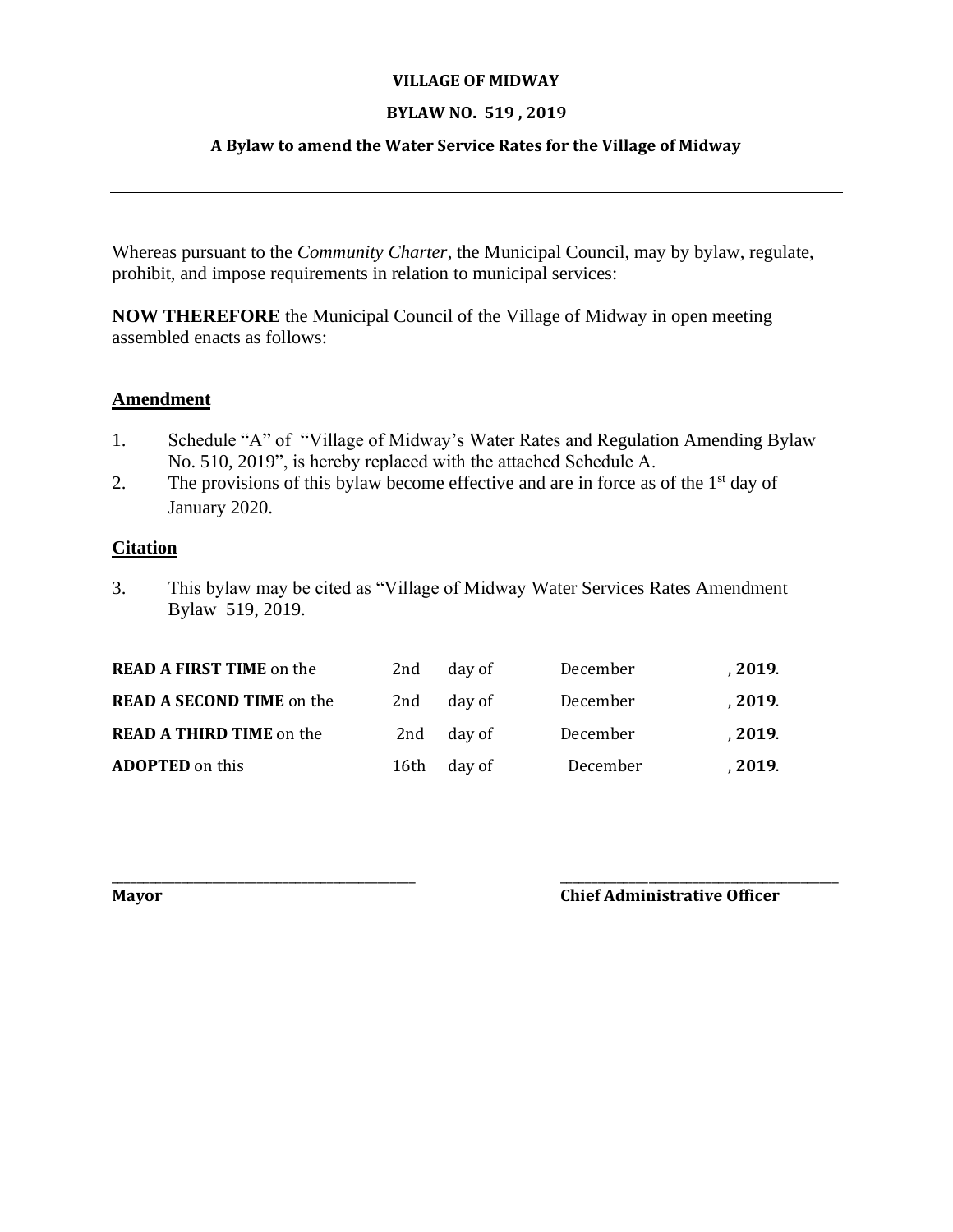**VILLAGE OF MIDWAY**

**BYLAW NO. 519 , 2019**

**A Bylaw to amend the Water Service Rates for the Village of Midway**

---

Whereas pursuant to the *Community Charter*, the Municipal Council, may by bylaw, regulate, prohibit, and impose requirements in relation to municipal services:

**NOW THEREFORE** the Municipal Council of the Village of Midway in open meeting assembled enacts as follows:

## Amendment

1. Schedule "A" of "Village of Midway's Water Rates and Regulation Amending Bylaw No. 510, 2019", is hereby replaced with the attached Schedule A.
2. The provisions of this bylaw become effective and are in force as of the 1st day of January 2020.

## Citation

3. This bylaw may be cited as "Village of Midway Water Services Rates Amendment Bylaw 519, 2019.

| | | | | |
|---|---|---|---|---|
| **READ A FIRST TIME** on the | 2nd | day of | December | , **2019**. |
| **READ A SECOND TIME** on the | 2nd | day of | December | , **2019**. |
| **READ A THIRD TIME** on the | 2nd | day of | December | , **2019**. |
| **ADOPTED** on this | 16th | day of | December | , **2019**. |

\_\_\_\_\_\_\_\_\_\_\_\_\_\_\_\_\_\_\_\_\_\_\_\_\_\_\_\_\_\_\_\_\_\_\_\_
**Mayor**

\_\_\_\_\_\_\_\_\_\_\_\_\_\_\_\_\_\_\_\_\_\_\_\_\_\_\_\_\_\_\_\_\_\_\_\_
**Chief Administrative Officer**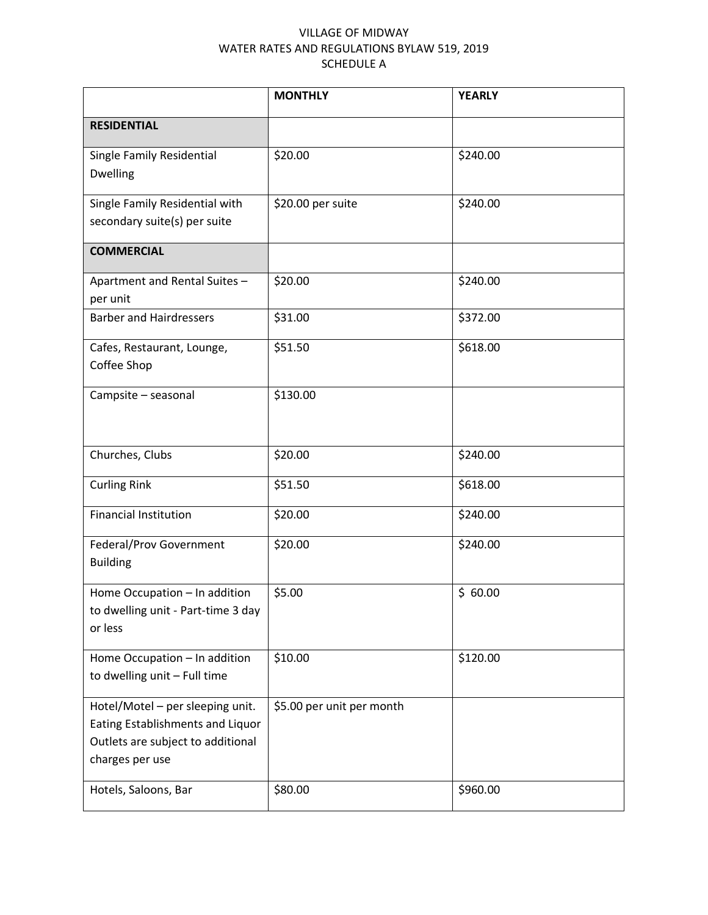VILLAGE OF MIDWAY
WATER RATES AND REGULATIONS BYLAW 519, 2019
SCHEDULE A

| | MONTHLY | YEARLY |
|---|---|---|
| **RESIDENTIAL** | | |
| Single Family Residential Dwelling | $20.00 | $240.00 |
| Single Family Residential with secondary suite(s) per suite | $20.00 per suite | $240.00 |
| **COMMERCIAL** | | |
| Apartment and Rental Suites – per unit | $20.00 | $240.00 |
| Barber and Hairdressers | $31.00 | $372.00 |
| Cafes, Restaurant, Lounge, Coffee Shop | $51.50 | $618.00 |
| Campsite – seasonal | $130.00 | |
| Churches, Clubs | $20.00 | $240.00 |
| Curling Rink | $51.50 | $618.00 |
| Financial Institution | $20.00 | $240.00 |
| Federal/Prov Government Building | $20.00 | $240.00 |
| Home Occupation – In addition to dwelling unit - Part-time 3 day or less | $5.00 | $ 60.00 |
| Home Occupation – In addition to dwelling unit – Full time | $10.00 | $120.00 |
| Hotel/Motel – per sleeping unit. Eating Establishments and Liquor Outlets are subject to additional charges per use | $5.00 per unit per month | |
| Hotels, Saloons, Bar | $80.00 | $960.00 |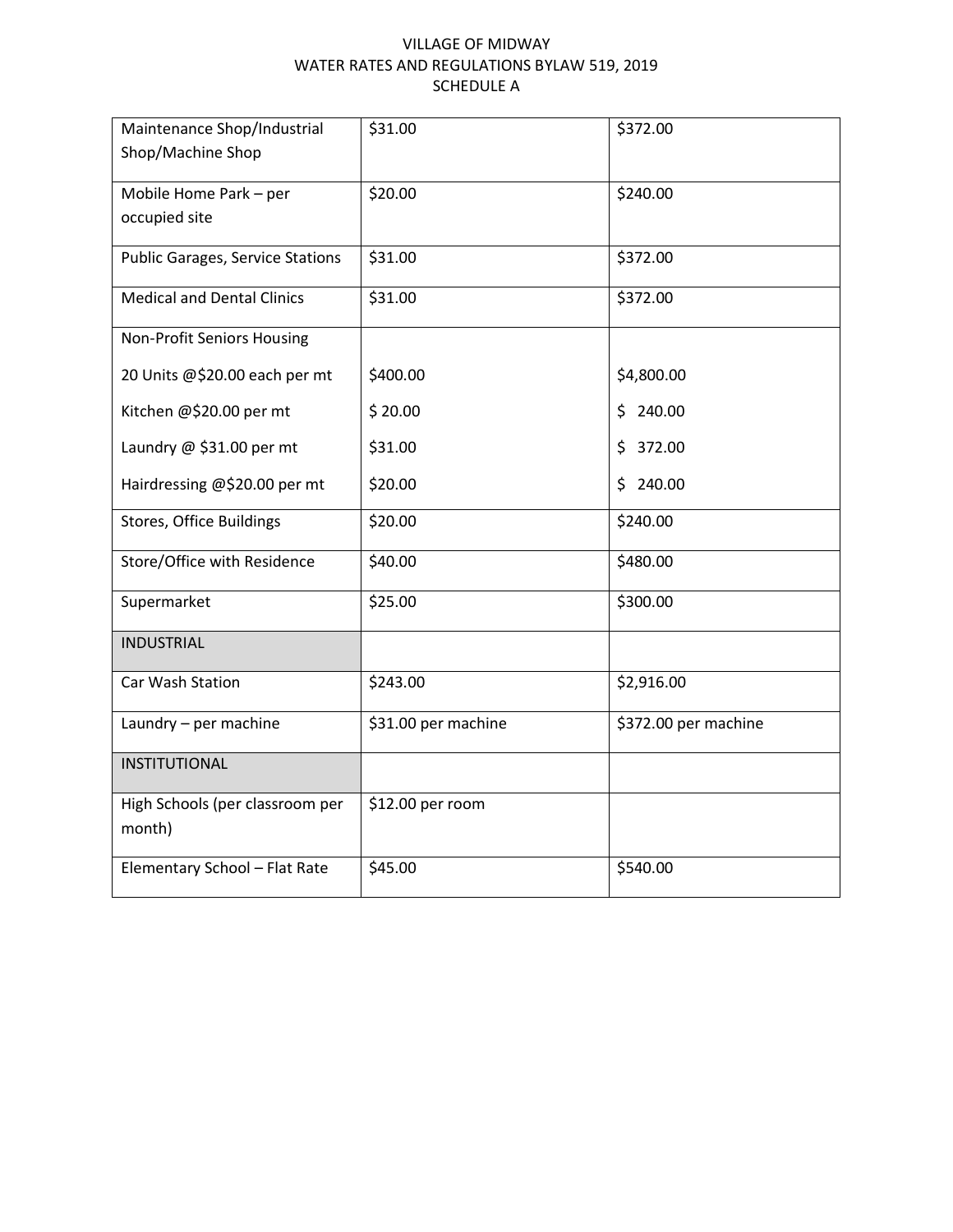VILLAGE OF MIDWAY
WATER RATES AND REGULATIONS BYLAW 519, 2019
SCHEDULE A

| | | |
|---|---|---|
| Maintenance Shop/Industrial Shop/Machine Shop | $31.00 | $372.00 |
| Mobile Home Park – per occupied site | $20.00 | $240.00 |
| Public Garages, Service Stations | $31.00 | $372.00 |
| Medical and Dental Clinics | $31.00 | $372.00 |
| Non-Profit Seniors Housing | | |
| 20 Units @$20.00 each per mt | $400.00 | $4,800.00 |
| Kitchen @$20.00 per mt | $ 20.00 | $ 240.00 |
| Laundry @ $31.00 per mt | $31.00 | $ 372.00 |
| Hairdressing @$20.00 per mt | $20.00 | $ 240.00 |
| Stores, Office Buildings | $20.00 | $240.00 |
| Store/Office with Residence | $40.00 | $480.00 |
| Supermarket | $25.00 | $300.00 |
| INDUSTRIAL | | |
| Car Wash Station | $243.00 | $2,916.00 |
| Laundry – per machine | $31.00 per machine | $372.00 per machine |
| INSTITUTIONAL | | |
| High Schools (per classroom per month) | $12.00 per room | |
| Elementary School – Flat Rate | $45.00 | $540.00 |